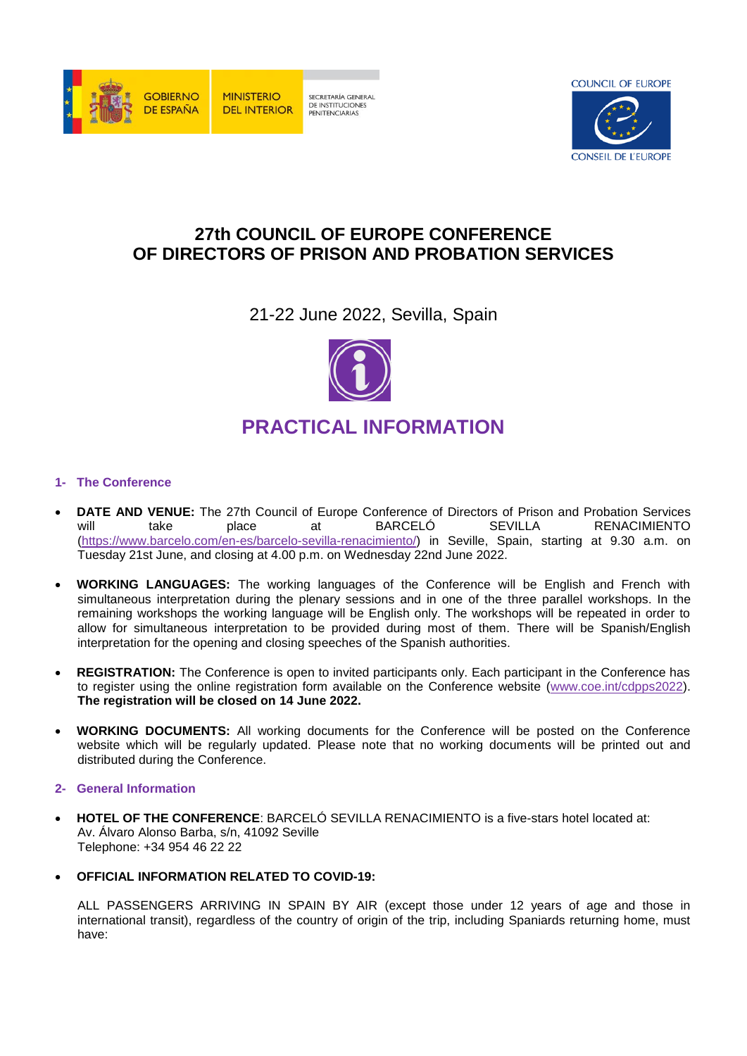GOBIERNO DE ESPAÑA | MINISTERIO DEL INTERIOR | SECRETARÍA GENERAL DE INSTITUCIONES PENITENCIARIAS

COUNCIL OF EUROPE
CONSEIL DE L'EUROPE

# 27th COUNCIL OF EUROPE CONFERENCE OF DIRECTORS OF PRISON AND PROBATION SERVICES

21-22 June 2022, Sevilla, Spain

# PRACTICAL INFORMATION

## 1- The Conference

- **DATE AND VENUE:** The 27th Council of Europe Conference of Directors of Prison and Probation Services will take place at BARCELÓ SEVILLA RENACIMIENTO (https://www.barcelo.com/en-es/barcelo-sevilla-renacimiento/) in Seville, Spain, starting at 9.30 a.m. on Tuesday 21st June, and closing at 4.00 p.m. on Wednesday 22nd June 2022.

- **WORKING LANGUAGES:** The working languages of the Conference will be English and French with simultaneous interpretation during the plenary sessions and in one of the three parallel workshops. In the remaining workshops the working language will be English only. The workshops will be repeated in order to allow for simultaneous interpretation to be provided during most of them. There will be Spanish/English interpretation for the opening and closing speeches of the Spanish authorities.

- **REGISTRATION:** The Conference is open to invited participants only. Each participant in the Conference has to register using the online registration form available on the Conference website (www.coe.int/cdpps2022). **The registration will be closed on 14 June 2022.**

- **WORKING DOCUMENTS:** All working documents for the Conference will be posted on the Conference website which will be regularly updated. Please note that no working documents will be printed out and distributed during the Conference.

## 2- General Information

- **HOTEL OF THE CONFERENCE**: BARCELÓ SEVILLA RENACIMIENTO is a five-stars hotel located at:
  Av. Álvaro Alonso Barba, s/n, 41092 Seville
  Telephone: +34 954 46 22 22

- **OFFICIAL INFORMATION RELATED TO COVID-19:**

  ALL PASSENGERS ARRIVING IN SPAIN BY AIR (except those under 12 years of age and those in international transit), regardless of the country of origin of the trip, including Spaniards returning home, must have: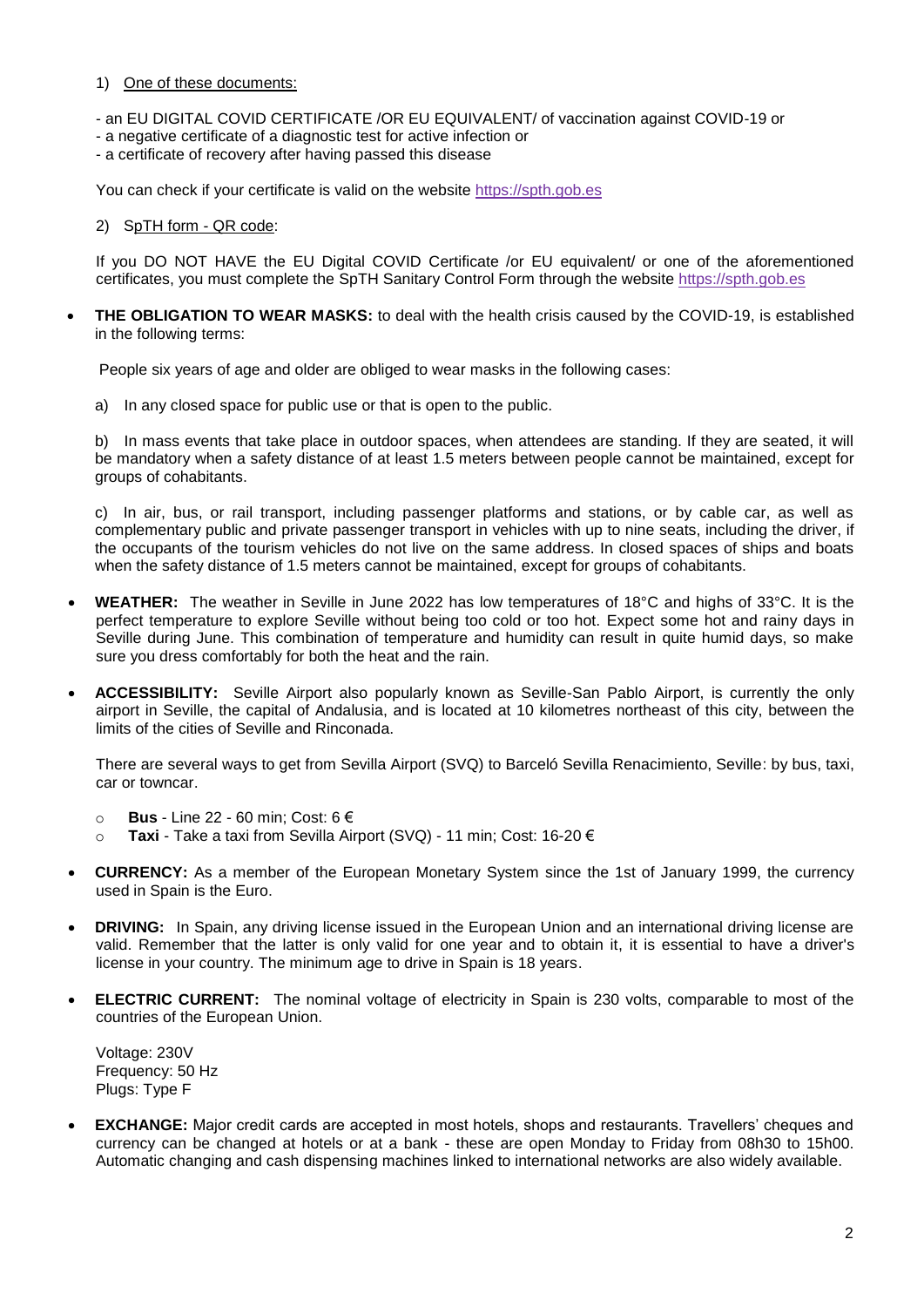1) One of these documents:

- an EU DIGITAL COVID CERTIFICATE /OR EU EQUIVALENT/ of vaccination against COVID-19 or
- a negative certificate of a diagnostic test for active infection or
- a certificate of recovery after having passed this disease

You can check if your certificate is valid on the website https://spth.gob.es

2) SpTH form - QR code:

If you DO NOT HAVE the EU Digital COVID Certificate /or EU equivalent/ or one of the aforementioned certificates, you must complete the SpTH Sanitary Control Form through the website https://spth.gob.es

- **THE OBLIGATION TO WEAR MASKS:** to deal with the health crisis caused by the COVID-19, is established in the following terms:

  People six years of age and older are obliged to wear masks in the following cases:

  a) In any closed space for public use or that is open to the public.

  b) In mass events that take place in outdoor spaces, when attendees are standing. If they are seated, it will be mandatory when a safety distance of at least 1.5 meters between people cannot be maintained, except for groups of cohabitants.

  c) In air, bus, or rail transport, including passenger platforms and stations, or by cable car, as well as complementary public and private passenger transport in vehicles with up to nine seats, including the driver, if the occupants of the tourism vehicles do not live on the same address. In closed spaces of ships and boats when the safety distance of 1.5 meters cannot be maintained, except for groups of cohabitants.

- **WEATHER:** The weather in Seville in June 2022 has low temperatures of 18°C and highs of 33°C. It is the perfect temperature to explore Seville without being too cold or too hot. Expect some hot and rainy days in Seville during June. This combination of temperature and humidity can result in quite humid days, so make sure you dress comfortably for both the heat and the rain.

- **ACCESSIBILITY:** Seville Airport also popularly known as Seville-San Pablo Airport, is currently the only airport in Seville, the capital of Andalusia, and is located at 10 kilometres northeast of this city, between the limits of the cities of Seville and Rinconada.

  There are several ways to get from Sevilla Airport (SVQ) to Barceló Sevilla Renacimiento, Seville: by bus, taxi, car or towncar.

  - **Bus** - Line 22 - 60 min; Cost: 6 €
  - **Taxi** - Take a taxi from Sevilla Airport (SVQ) - 11 min; Cost: 16-20 €

- **CURRENCY:** As a member of the European Monetary System since the 1st of January 1999, the currency used in Spain is the Euro.

- **DRIVING:** In Spain, any driving license issued in the European Union and an international driving license are valid. Remember that the latter is only valid for one year and to obtain it, it is essential to have a driver's license in your country. The minimum age to drive in Spain is 18 years.

- **ELECTRIC CURRENT:** The nominal voltage of electricity in Spain is 230 volts, comparable to most of the countries of the European Union.

  Voltage: 230V
  Frequency: 50 Hz
  Plugs: Type F

- **EXCHANGE:** Major credit cards are accepted in most hotels, shops and restaurants. Travellers' cheques and currency can be changed at hotels or at a bank - these are open Monday to Friday from 08h30 to 15h00. Automatic changing and cash dispensing machines linked to international networks are also widely available.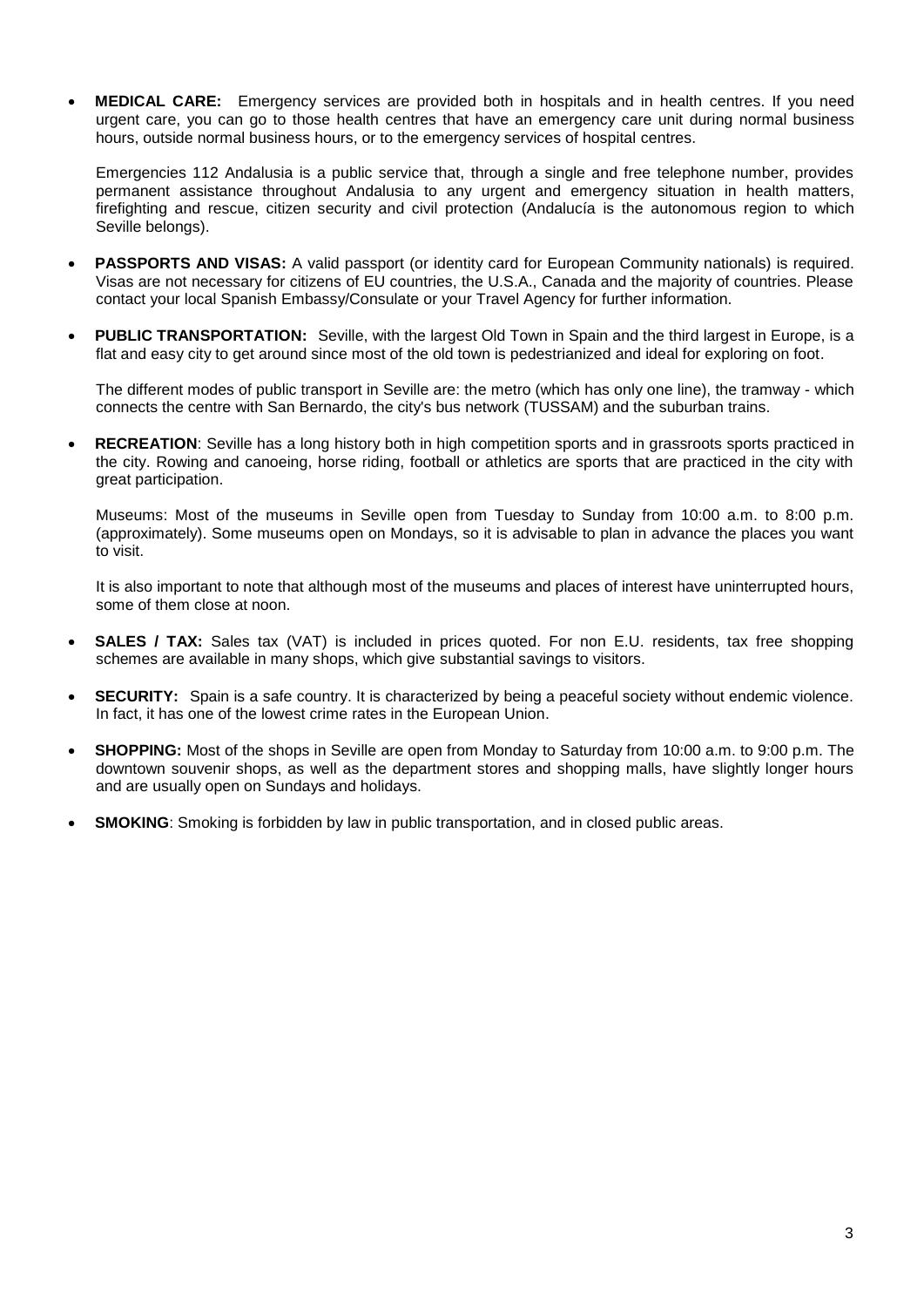- **MEDICAL CARE:** Emergency services are provided both in hospitals and in health centres. If you need urgent care, you can go to those health centres that have an emergency care unit during normal business hours, outside normal business hours, or to the emergency services of hospital centres.

  Emergencies 112 Andalusia is a public service that, through a single and free telephone number, provides permanent assistance throughout Andalusia to any urgent and emergency situation in health matters, firefighting and rescue, citizen security and civil protection (Andalucía is the autonomous region to which Seville belongs).

- **PASSPORTS AND VISAS:** A valid passport (or identity card for European Community nationals) is required. Visas are not necessary for citizens of EU countries, the U.S.A., Canada and the majority of countries. Please contact your local Spanish Embassy/Consulate or your Travel Agency for further information.

- **PUBLIC TRANSPORTATION:** Seville, with the largest Old Town in Spain and the third largest in Europe, is a flat and easy city to get around since most of the old town is pedestrianized and ideal for exploring on foot.

  The different modes of public transport in Seville are: the metro (which has only one line), the tramway - which connects the centre with San Bernardo, the city's bus network (TUSSAM) and the suburban trains.

- **RECREATION**: Seville has a long history both in high competition sports and in grassroots sports practiced in the city. Rowing and canoeing, horse riding, football or athletics are sports that are practiced in the city with great participation.

  Museums: Most of the museums in Seville open from Tuesday to Sunday from 10:00 a.m. to 8:00 p.m. (approximately). Some museums open on Mondays, so it is advisable to plan in advance the places you want to visit.

  It is also important to note that although most of the museums and places of interest have uninterrupted hours, some of them close at noon.

- **SALES / TAX:** Sales tax (VAT) is included in prices quoted. For non E.U. residents, tax free shopping schemes are available in many shops, which give substantial savings to visitors.

- **SECURITY:** Spain is a safe country. It is characterized by being a peaceful society without endemic violence. In fact, it has one of the lowest crime rates in the European Union.

- **SHOPPING:** Most of the shops in Seville are open from Monday to Saturday from 10:00 a.m. to 9:00 p.m. The downtown souvenir shops, as well as the department stores and shopping malls, have slightly longer hours and are usually open on Sundays and holidays.

- **SMOKING**: Smoking is forbidden by law in public transportation, and in closed public areas.